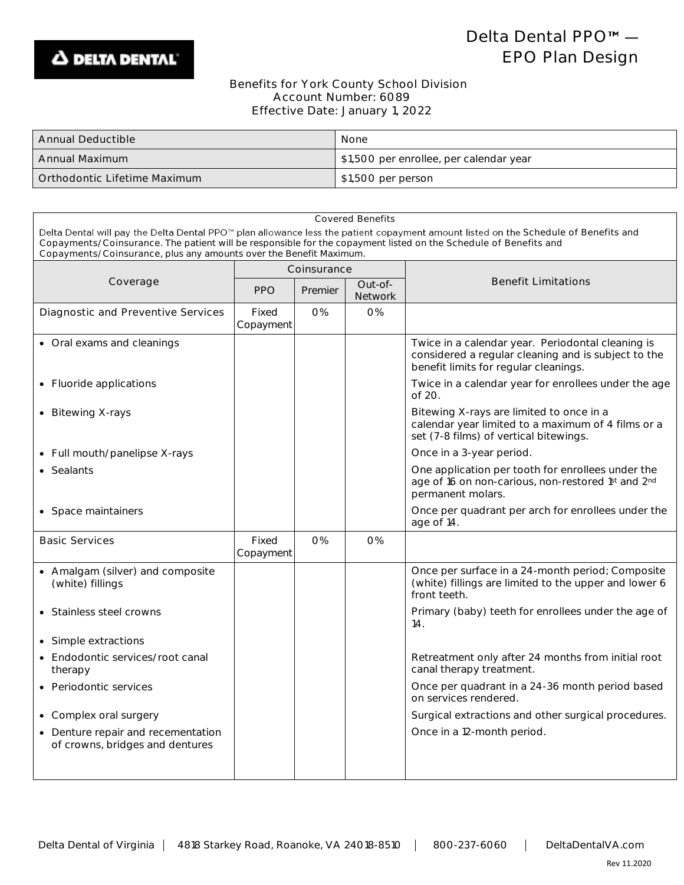# Delta Dental PPO™ — EPO Plan Design

Benefits for York County School Division
Account Number: 6089
Effective Date: January 1, 2022

| Annual Deductible | None |
|---|---|
| Annual Maximum | $1,500 per enrollee, per calendar year |
| Orthodontic Lifetime Maximum | $1,500 per person |

**Covered Benefits**

Delta Dental will pay the Delta Dental PPO™ plan allowance less the patient copayment amount listed on the Schedule of Benefits and Copayments/Coinsurance. The patient will be responsible for the copayment listed on the Schedule of Benefits and Copayments/Coinsurance, plus any amounts over the Benefit Maximum.

| Coverage | Coinsurance | | | Benefit Limitations |
|---|---|---|---|---|
| | PPO | Premier | Out-of-Network | |
| Diagnostic and Preventive Services | Fixed Copayment | 0% | 0% | |
| • Oral exams and cleanings | | | | Twice in a calendar year. Periodontal cleaning is considered a regular cleaning and is subject to the benefit limits for regular cleanings. |
| • Fluoride applications | | | | Twice in a calendar year for enrollees under the age of 20. |
| • Bitewing X-rays | | | | Bitewing X-rays are limited to once in a calendar year limited to a maximum of 4 films or a set (7-8 films) of vertical bitewings. |
| • Full mouth/panelipse X-rays | | | | Once in a 3-year period. |
| • Sealants | | | | One application per tooth for enrollees under the age of 16 on non-carious, non-restored 1st and 2nd permanent molars. |
| • Space maintainers | | | | Once per quadrant per arch for enrollees under the age of 14. |
| Basic Services | Fixed Copayment | 0% | 0% | |
| • Amalgam (silver) and composite (white) fillings | | | | Once per surface in a 24-month period; Composite (white) fillings are limited to the upper and lower 6 front teeth. |
| • Stainless steel crowns | | | | Primary (baby) teeth for enrollees under the age of 14. |
| • Simple extractions | | | | |
| • Endodontic services/root canal therapy | | | | Retreatment only after 24 months from initial root canal therapy treatment. |
| • Periodontic services | | | | Once per quadrant in a 24-36 month period based on services rendered. |
| • Complex oral surgery | | | | Surgical extractions and other surgical procedures. |
| • Denture repair and recementation of crowns, bridges and dentures | | | | Once in a 12-month period. |

Delta Dental of Virginia | 4818 Starkey Road, Roanoke, VA 24018-8510 | 800-237-6060 | DeltaDentalVA.com

Rev 11.2020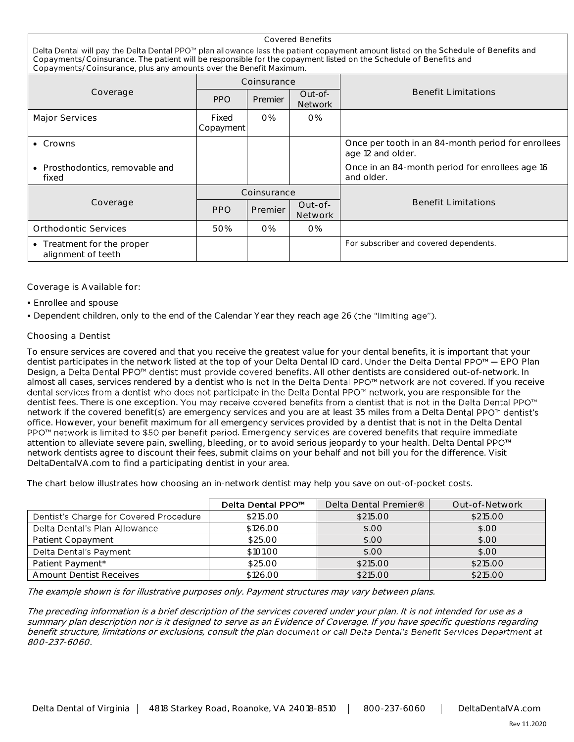| Covered Benefits | | | | |
|---|---|---|---|---|
| Delta Dental will pay the Delta Dental PPO™ plan allowance less the patient copayment amount listed on the Schedule of Benefits and Copayments/Coinsurance. The patient will be responsible for the copayment listed on the Schedule of Benefits and Copayments/Coinsurance, plus any amounts over the Benefit Maximum. | | | | |
| Coverage | Coinsurance | | | Benefit Limitations |
| | PPO | Premier | Out-of-Network | |
| Major Services | Fixed Copayment | 0% | 0% | |
| • Crowns<br>• Prosthodontics, removable and fixed | | | | Once per tooth in an 84-month period for enrollees age 12 and older.<br>Once in an 84-month period for enrollees age 16 and older. |
| Coverage | Coinsurance | | | Benefit Limitations |
| | PPO | Premier | Out-of-Network | |
| Orthodontic Services | 50% | 0% | 0% | |
| • Treatment for the proper alignment of teeth | | | | For subscriber and covered dependents. |

Coverage is Available for:

- Enrollee and spouse
- Dependent children, only to the end of the Calendar Year they reach age 26 (the "limiting age").

Choosing a Dentist

To ensure services are covered and that you receive the greatest value for your dental benefits, it is important that your dentist participates in the network listed at the top of your Delta Dental ID card. Under the Delta Dental PPO™ — EPO Plan Design, a Delta Dental PPO™ dentist must provide covered benefits. All other dentists are considered out-of-network. In almost all cases, services rendered by a dentist who is not in the Delta Dental PPO™ network are not covered. If you receive dental services from a dentist who does not participate in the Delta Dental PPO™ network, you are responsible for the dentist fees. There is one exception. You may receive covered benefits from a dentist that is not in the Delta Dental PPO™ network if the covered benefit(s) are emergency services and you are at least 35 miles from a Delta Dental PPO™ dentist's office. However, your benefit maximum for all emergency services provided by a dentist that is not in the Delta Dental PPO™ network is limited to $50 per benefit period. Emergency services are covered benefits that require immediate attention to alleviate severe pain, swelling, bleeding, or to avoid serious jeopardy to your health. Delta Dental PPO™ network dentists agree to discount their fees, submit claims on your behalf and not bill you for the difference. Visit DeltaDentalVA.com to find a participating dentist in your area.

The chart below illustrates how choosing an in-network dentist may help you save on out-of-pocket costs.

| | Delta Dental PPO™ | Delta Dental Premier® | Out-of-Network |
|---|---|---|---|
| Dentist's Charge for Covered Procedure | $215.00 | $215.00 | $215.00 |
| Delta Dental's Plan Allowance | $126.00 | $.00 | $.00 |
| Patient Copayment | $25.00 | $.00 | $.00 |
| Delta Dental's Payment | $101.00 | $.00 | $.00 |
| Patient Payment* | $25.00 | $215.00 | $215.00 |
| Amount Dentist Receives | $126.00 | $215.00 | $215.00 |

*The example shown is for illustrative purposes only. Payment structures may vary between plans.*

*The preceding information is a brief description of the services covered under your plan. It is not intended for use as a summary plan description nor is it designed to serve as an Evidence of Coverage. If you have specific questions regarding benefit structure, limitations or exclusions, consult the plan document or call Delta Dental's Benefit Services Department at 800-237-6060.*

Delta Dental of Virginia | 4818 Starkey Road, Roanoke, VA 24018-8510 | 800-237-6060 | DeltaDentalVA.com

Rev 11.2020